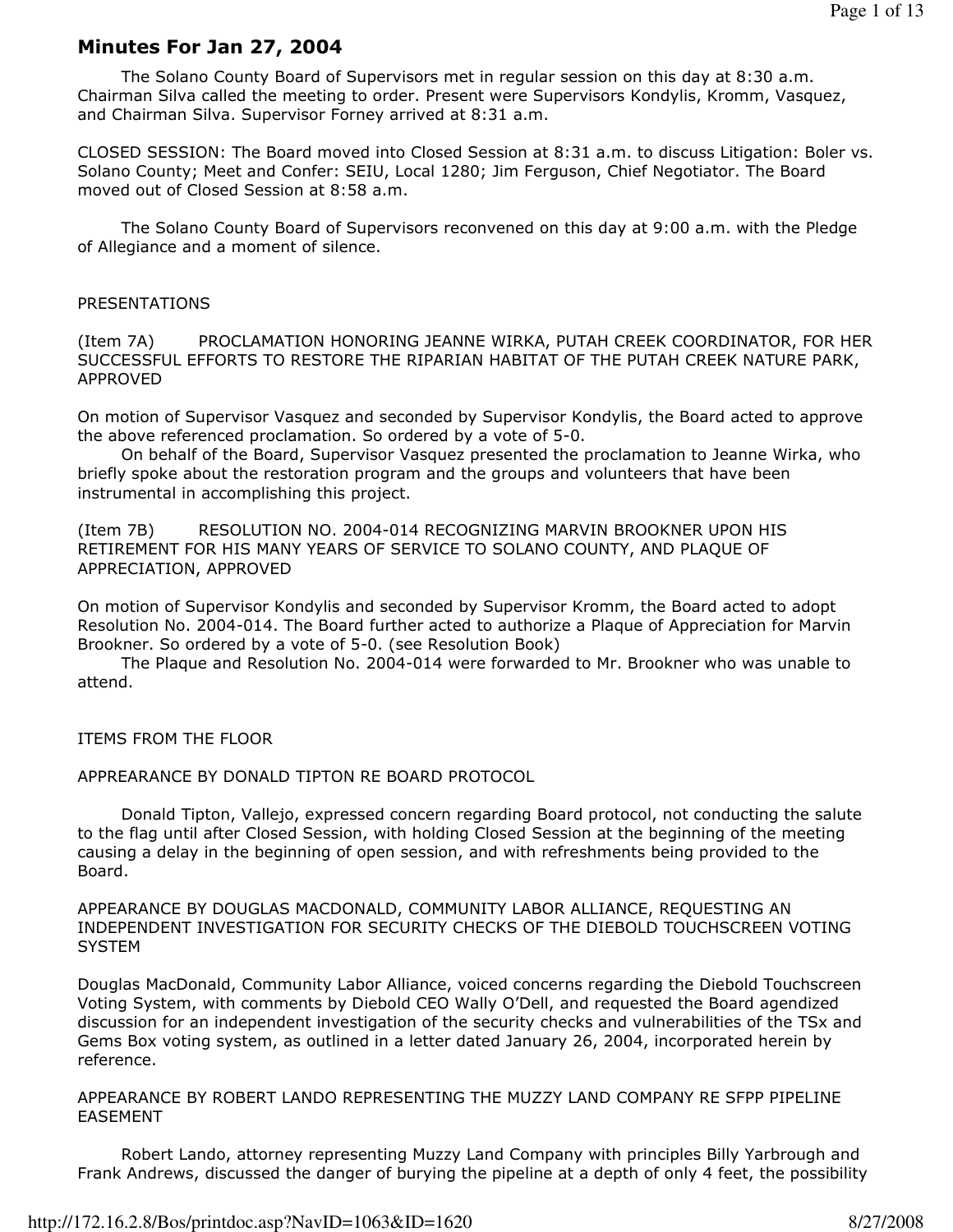# Minutes For Jan 27, 2004

The Solano County Board of Supervisors met in regular session on this day at 8:30 a.m. Chairman Silva called the meeting to order. Present were Supervisors Kondylis, Kromm, Vasquez, and Chairman Silva. Supervisor Forney arrived at 8:31 a.m.

CLOSED SESSION: The Board moved into Closed Session at 8:31 a.m. to discuss Litigation: Boler vs. Solano County; Meet and Confer: SEIU, Local 1280; Jim Ferguson, Chief Negotiator. The Board moved out of Closed Session at 8:58 a.m.

The Solano County Board of Supervisors reconvened on this day at 9:00 a.m. with the Pledge of Allegiance and a moment of silence.

PRESENTATIONS

(Item 7A) PROCLAMATION HONORING JEANNE WIRKA, PUTAH CREEK COORDINATOR, FOR HER SUCCESSFUL EFFORTS TO RESTORE THE RIPARIAN HABITAT OF THE PUTAH CREEK NATURE PARK, APPROVED

On motion of Supervisor Vasquez and seconded by Supervisor Kondylis, the Board acted to approve the above referenced proclamation. So ordered by a vote of 5-0.

On behalf of the Board, Supervisor Vasquez presented the proclamation to Jeanne Wirka, who briefly spoke about the restoration program and the groups and volunteers that have been instrumental in accomplishing this project.

(Item 7B) RESOLUTION NO. 2004-014 RECOGNIZING MARVIN BROOKNER UPON HIS RETIREMENT FOR HIS MANY YEARS OF SERVICE TO SOLANO COUNTY, AND PLAQUE OF APPRECIATION, APPROVED

On motion of Supervisor Kondylis and seconded by Supervisor Kromm, the Board acted to adopt Resolution No. 2004-014. The Board further acted to authorize a Plaque of Appreciation for Marvin Brookner. So ordered by a vote of 5-0. (see Resolution Book)

The Plaque and Resolution No. 2004-014 were forwarded to Mr. Brookner who was unable to attend.

ITEMS FROM THE FLOOR

APPEARANCE BY DONALD TIPTON RE BOARD PROTOCOL

Donald Tipton, Vallejo, expressed concern regarding Board protocol, not conducting the salute to the flag until after Closed Session, with holding Closed Session at the beginning of the meeting causing a delay in the beginning of open session, and with refreshments being provided to the Board.

APPEARANCE BY DOUGLAS MACDONALD, COMMUNITY LABOR ALLIANCE, REQUESTING AN INDEPENDENT INVESTIGATION FOR SECURITY CHECKS OF THE DIEBOLD TOUCHSCREEN VOTING SYSTEM

Douglas MacDonald, Community Labor Alliance, voiced concerns regarding the Diebold Touchscreen Voting System, with comments by Diebold CEO Wally O'Dell, and requested the Board agendized discussion for an independent investigation of the security checks and vulnerabilities of the TSx and Gems Box voting system, as outlined in a letter dated January 26, 2004, incorporated herein by reference.

APPEARANCE BY ROBERT LANDO REPRESENTING THE MUZZY LAND COMPANY RE SFPP PIPELINE EASEMENT

Robert Lando, attorney representing Muzzy Land Company with principles Billy Yarbrough and Frank Andrews, discussed the danger of burying the pipeline at a depth of only 4 feet, the possibility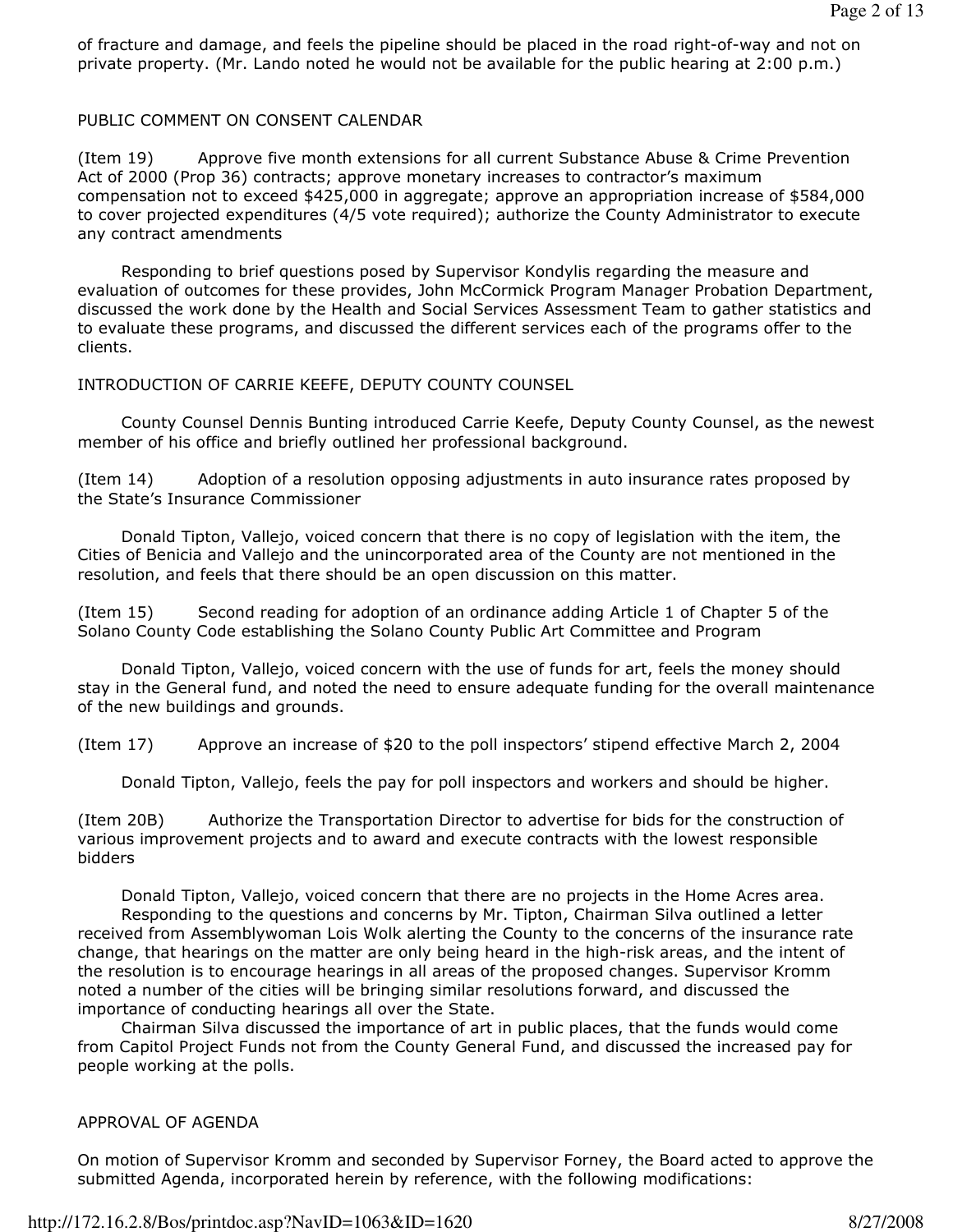of fracture and damage, and feels the pipeline should be placed in the road right-of-way and not on private property. (Mr. Lando noted he would not be available for the public hearing at 2:00 p.m.)

PUBLIC COMMENT ON CONSENT CALENDAR

(Item 19) Approve five month extensions for all current Substance Abuse & Crime Prevention Act of 2000 (Prop 36) contracts; approve monetary increases to contractor's maximum compensation not to exceed $425,000 in aggregate; approve an appropriation increase of $584,000 to cover projected expenditures (4/5 vote required); authorize the County Administrator to execute any contract amendments

Responding to brief questions posed by Supervisor Kondylis regarding the measure and evaluation of outcomes for these provides, John McCormick Program Manager Probation Department, discussed the work done by the Health and Social Services Assessment Team to gather statistics and to evaluate these programs, and discussed the different services each of the programs offer to the clients.

INTRODUCTION OF CARRIE KEEFE, DEPUTY COUNTY COUNSEL

County Counsel Dennis Bunting introduced Carrie Keefe, Deputy County Counsel, as the newest member of his office and briefly outlined her professional background.

(Item 14) Adoption of a resolution opposing adjustments in auto insurance rates proposed by the State's Insurance Commissioner

Donald Tipton, Vallejo, voiced concern that there is no copy of legislation with the item, the Cities of Benicia and Vallejo and the unincorporated area of the County are not mentioned in the resolution, and feels that there should be an open discussion on this matter.

(Item 15) Second reading for adoption of an ordinance adding Article 1 of Chapter 5 of the Solano County Code establishing the Solano County Public Art Committee and Program

Donald Tipton, Vallejo, voiced concern with the use of funds for art, feels the money should stay in the General fund, and noted the need to ensure adequate funding for the overall maintenance of the new buildings and grounds.

(Item 17) Approve an increase of $20 to the poll inspectors' stipend effective March 2, 2004

Donald Tipton, Vallejo, feels the pay for poll inspectors and workers and should be higher.

(Item 20B) Authorize the Transportation Director to advertise for bids for the construction of various improvement projects and to award and execute contracts with the lowest responsible bidders

Donald Tipton, Vallejo, voiced concern that there are no projects in the Home Acres area.

Responding to the questions and concerns by Mr. Tipton, Chairman Silva outlined a letter received from Assemblywoman Lois Wolk alerting the County to the concerns of the insurance rate change, that hearings on the matter are only being heard in the high-risk areas, and the intent of the resolution is to encourage hearings in all areas of the proposed changes. Supervisor Kromm noted a number of the cities will be bringing similar resolutions forward, and discussed the importance of conducting hearings all over the State.

Chairman Silva discussed the importance of art in public places, that the funds would come from Capitol Project Funds not from the County General Fund, and discussed the increased pay for people working at the polls.

APPROVAL OF AGENDA

On motion of Supervisor Kromm and seconded by Supervisor Forney, the Board acted to approve the submitted Agenda, incorporated herein by reference, with the following modifications: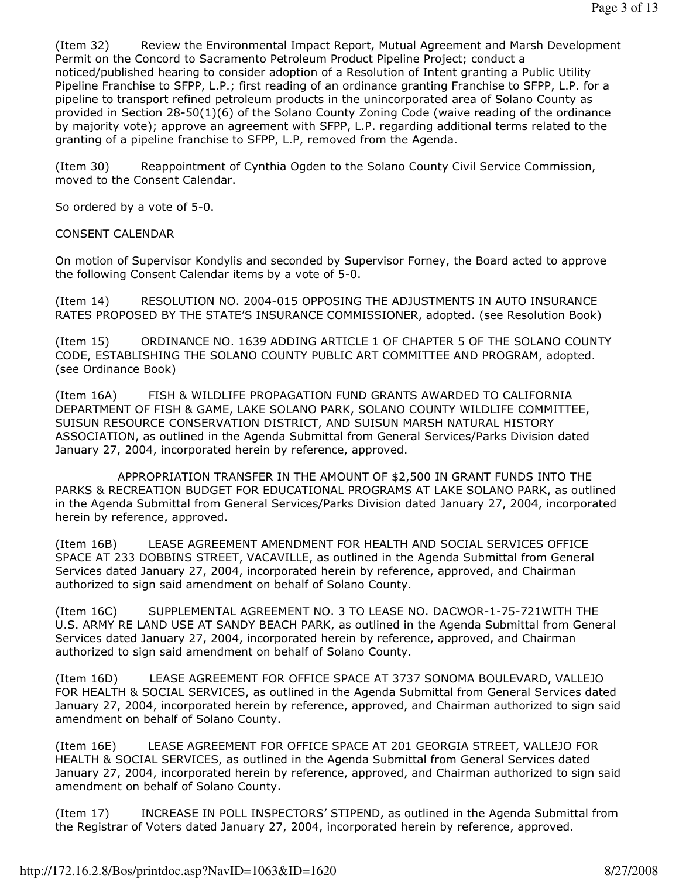(Item 32) Review the Environmental Impact Report, Mutual Agreement and Marsh Development Permit on the Concord to Sacramento Petroleum Product Pipeline Project; conduct a noticed/published hearing to consider adoption of a Resolution of Intent granting a Public Utility Pipeline Franchise to SFPP, L.P.; first reading of an ordinance granting Franchise to SFPP, L.P. for a pipeline to transport refined petroleum products in the unincorporated area of Solano County as provided in Section 28-50(1)(6) of the Solano County Zoning Code (waive reading of the ordinance by majority vote); approve an agreement with SFPP, L.P. regarding additional terms related to the granting of a pipeline franchise to SFPP, L.P, removed from the Agenda.

(Item 30) Reappointment of Cynthia Ogden to the Solano County Civil Service Commission, moved to the Consent Calendar.

So ordered by a vote of 5-0.

CONSENT CALENDAR

On motion of Supervisor Kondylis and seconded by Supervisor Forney, the Board acted to approve the following Consent Calendar items by a vote of 5-0.

(Item 14) RESOLUTION NO. 2004-015 OPPOSING THE ADJUSTMENTS IN AUTO INSURANCE RATES PROPOSED BY THE STATE'S INSURANCE COMMISSIONER, adopted. (see Resolution Book)

(Item 15) ORDINANCE NO. 1639 ADDING ARTICLE 1 OF CHAPTER 5 OF THE SOLANO COUNTY CODE, ESTABLISHING THE SOLANO COUNTY PUBLIC ART COMMITTEE AND PROGRAM, adopted. (see Ordinance Book)

(Item 16A) FISH & WILDLIFE PROPAGATION FUND GRANTS AWARDED TO CALIFORNIA DEPARTMENT OF FISH & GAME, LAKE SOLANO PARK, SOLANO COUNTY WILDLIFE COMMITTEE, SUISUN RESOURCE CONSERVATION DISTRICT, AND SUISUN MARSH NATURAL HISTORY ASSOCIATION, as outlined in the Agenda Submittal from General Services/Parks Division dated January 27, 2004, incorporated herein by reference, approved.

APPROPRIATION TRANSFER IN THE AMOUNT OF $2,500 IN GRANT FUNDS INTO THE PARKS & RECREATION BUDGET FOR EDUCATIONAL PROGRAMS AT LAKE SOLANO PARK, as outlined in the Agenda Submittal from General Services/Parks Division dated January 27, 2004, incorporated herein by reference, approved.

(Item 16B) LEASE AGREEMENT AMENDMENT FOR HEALTH AND SOCIAL SERVICES OFFICE SPACE AT 233 DOBBINS STREET, VACAVILLE, as outlined in the Agenda Submittal from General Services dated January 27, 2004, incorporated herein by reference, approved, and Chairman authorized to sign said amendment on behalf of Solano County.

(Item 16C) SUPPLEMENTAL AGREEMENT NO. 3 TO LEASE NO. DACWOR-1-75-721WITH THE U.S. ARMY RE LAND USE AT SANDY BEACH PARK, as outlined in the Agenda Submittal from General Services dated January 27, 2004, incorporated herein by reference, approved, and Chairman authorized to sign said amendment on behalf of Solano County.

(Item 16D) LEASE AGREEMENT FOR OFFICE SPACE AT 3737 SONOMA BOULEVARD, VALLEJO FOR HEALTH & SOCIAL SERVICES, as outlined in the Agenda Submittal from General Services dated January 27, 2004, incorporated herein by reference, approved, and Chairman authorized to sign said amendment on behalf of Solano County.

(Item 16E) LEASE AGREEMENT FOR OFFICE SPACE AT 201 GEORGIA STREET, VALLEJO FOR HEALTH & SOCIAL SERVICES, as outlined in the Agenda Submittal from General Services dated January 27, 2004, incorporated herein by reference, approved, and Chairman authorized to sign said amendment on behalf of Solano County.

(Item 17) INCREASE IN POLL INSPECTORS' STIPEND, as outlined in the Agenda Submittal from the Registrar of Voters dated January 27, 2004, incorporated herein by reference, approved.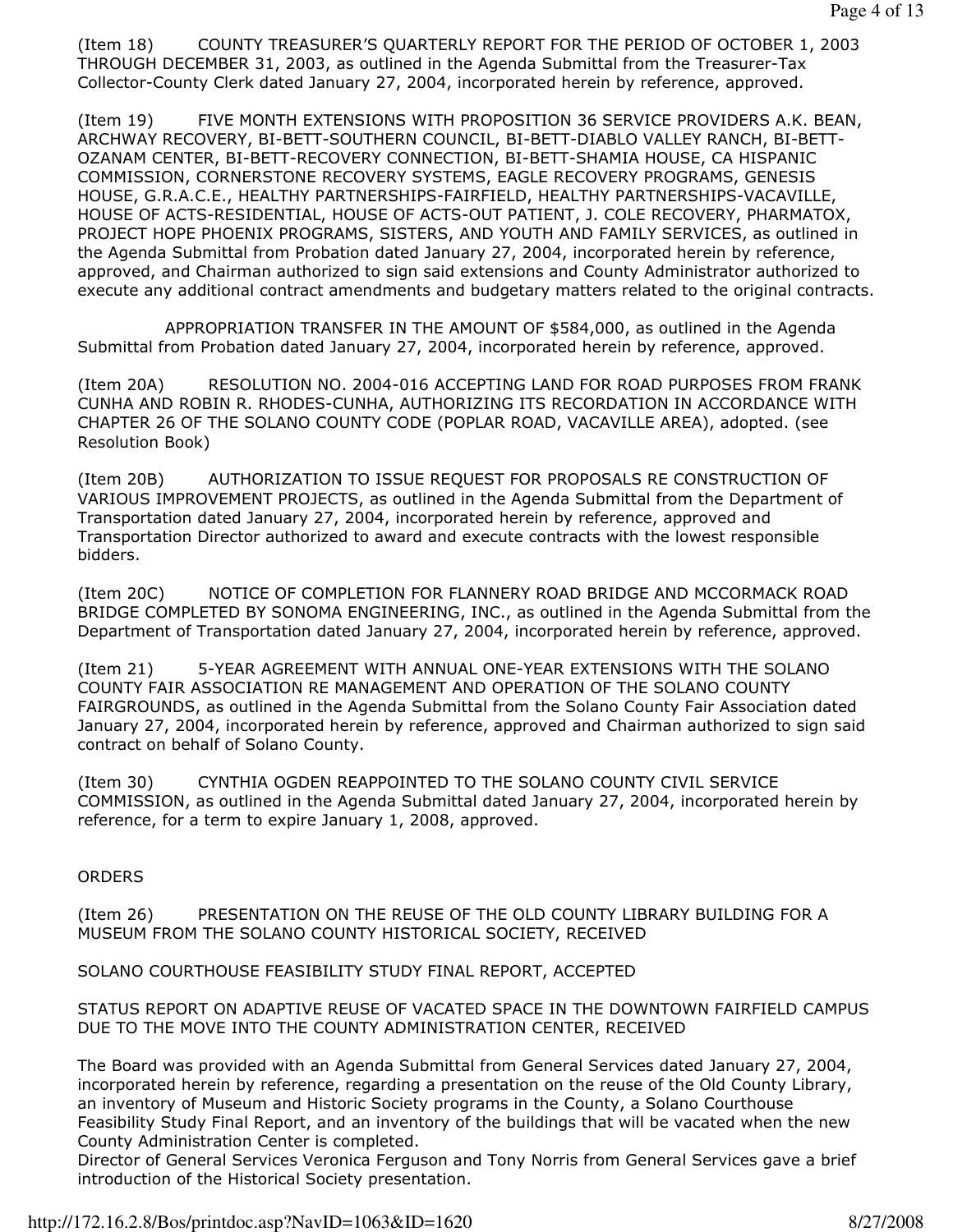(Item 18) COUNTY TREASURER'S QUARTERLY REPORT FOR THE PERIOD OF OCTOBER 1, 2003 THROUGH DECEMBER 31, 2003, as outlined in the Agenda Submittal from the Treasurer-Tax Collector-County Clerk dated January 27, 2004, incorporated herein by reference, approved.

(Item 19) FIVE MONTH EXTENSIONS WITH PROPOSITION 36 SERVICE PROVIDERS A.K. BEAN, ARCHWAY RECOVERY, BI-BETT-SOUTHERN COUNCIL, BI-BETT-DIABLO VALLEY RANCH, BI-BETT-OZANAM CENTER, BI-BETT-RECOVERY CONNECTION, BI-BETT-SHAMIA HOUSE, CA HISPANIC COMMISSION, CORNERSTONE RECOVERY SYSTEMS, EAGLE RECOVERY PROGRAMS, GENESIS HOUSE, G.R.A.C.E., HEALTHY PARTNERSHIPS-FAIRFIELD, HEALTHY PARTNERSHIPS-VACAVILLE, HOUSE OF ACTS-RESIDENTIAL, HOUSE OF ACTS-OUT PATIENT, J. COLE RECOVERY, PHARMATOX, PROJECT HOPE PHOENIX PROGRAMS, SISTERS, AND YOUTH AND FAMILY SERVICES, as outlined in the Agenda Submittal from Probation dated January 27, 2004, incorporated herein by reference, approved, and Chairman authorized to sign said extensions and County Administrator authorized to execute any additional contract amendments and budgetary matters related to the original contracts.

APPROPRIATION TRANSFER IN THE AMOUNT OF $584,000, as outlined in the Agenda Submittal from Probation dated January 27, 2004, incorporated herein by reference, approved.

(Item 20A) RESOLUTION NO. 2004-016 ACCEPTING LAND FOR ROAD PURPOSES FROM FRANK CUNHA AND ROBIN R. RHODES-CUNHA, AUTHORIZING ITS RECORDATION IN ACCORDANCE WITH CHAPTER 26 OF THE SOLANO COUNTY CODE (POPLAR ROAD, VACAVILLE AREA), adopted. (see Resolution Book)

(Item 20B) AUTHORIZATION TO ISSUE REQUEST FOR PROPOSALS RE CONSTRUCTION OF VARIOUS IMPROVEMENT PROJECTS, as outlined in the Agenda Submittal from the Department of Transportation dated January 27, 2004, incorporated herein by reference, approved and Transportation Director authorized to award and execute contracts with the lowest responsible bidders.

(Item 20C) NOTICE OF COMPLETION FOR FLANNERY ROAD BRIDGE AND MCCORMACK ROAD BRIDGE COMPLETED BY SONOMA ENGINEERING, INC., as outlined in the Agenda Submittal from the Department of Transportation dated January 27, 2004, incorporated herein by reference, approved.

(Item 21) 5-YEAR AGREEMENT WITH ANNUAL ONE-YEAR EXTENSIONS WITH THE SOLANO COUNTY FAIR ASSOCIATION RE MANAGEMENT AND OPERATION OF THE SOLANO COUNTY FAIRGROUNDS, as outlined in the Agenda Submittal from the Solano County Fair Association dated January 27, 2004, incorporated herein by reference, approved and Chairman authorized to sign said contract on behalf of Solano County.

(Item 30) CYNTHIA OGDEN REAPPOINTED TO THE SOLANO COUNTY CIVIL SERVICE COMMISSION, as outlined in the Agenda Submittal dated January 27, 2004, incorporated herein by reference, for a term to expire January 1, 2008, approved.

ORDERS

(Item 26) PRESENTATION ON THE REUSE OF THE OLD COUNTY LIBRARY BUILDING FOR A MUSEUM FROM THE SOLANO COUNTY HISTORICAL SOCIETY, RECEIVED

SOLANO COURTHOUSE FEASIBILITY STUDY FINAL REPORT, ACCEPTED

STATUS REPORT ON ADAPTIVE REUSE OF VACATED SPACE IN THE DOWNTOWN FAIRFIELD CAMPUS DUE TO THE MOVE INTO THE COUNTY ADMINISTRATION CENTER, RECEIVED

The Board was provided with an Agenda Submittal from General Services dated January 27, 2004, incorporated herein by reference, regarding a presentation on the reuse of the Old County Library, an inventory of Museum and Historic Society programs in the County, a Solano Courthouse Feasibility Study Final Report, and an inventory of the buildings that will be vacated when the new County Administration Center is completed.

Director of General Services Veronica Ferguson and Tony Norris from General Services gave a brief introduction of the Historical Society presentation.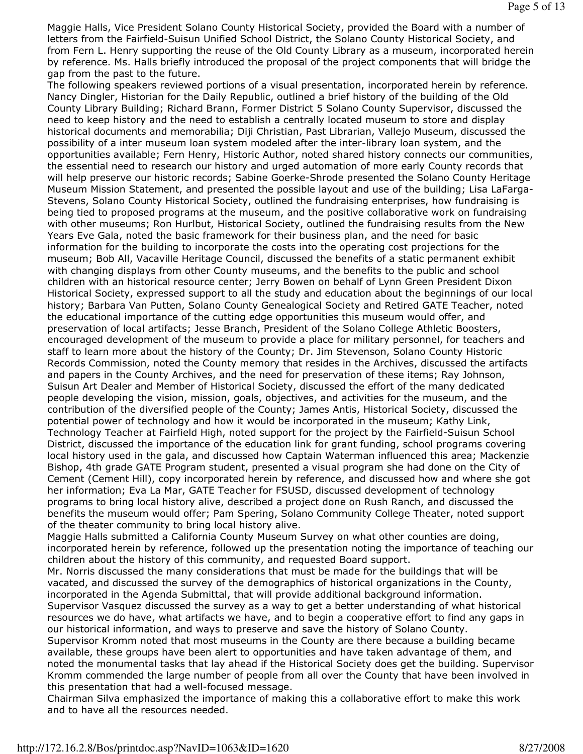Maggie Halls, Vice President Solano County Historical Society, provided the Board with a number of letters from the Fairfield-Suisun Unified School District, the Solano County Historical Society, and from Fern L. Henry supporting the reuse of the Old County Library as a museum, incorporated herein by reference. Ms. Halls briefly introduced the proposal of the project components that will bridge the gap from the past to the future.

The following speakers reviewed portions of a visual presentation, incorporated herein by reference. Nancy Dingler, Historian for the Daily Republic, outlined a brief history of the building of the Old County Library Building; Richard Brann, Former District 5 Solano County Supervisor, discussed the need to keep history and the need to establish a centrally located museum to store and display historical documents and memorabilia; Diji Christian, Past Librarian, Vallejo Museum, discussed the possibility of a inter museum loan system modeled after the inter-library loan system, and the opportunities available; Fern Henry, Historic Author, noted shared history connects our communities, the essential need to research our history and urged automation of more early County records that will help preserve our historic records; Sabine Goerke-Shrode presented the Solano County Heritage Museum Mission Statement, and presented the possible layout and use of the building; Lisa LaFarga-Stevens, Solano County Historical Society, outlined the fundraising enterprises, how fundraising is being tied to proposed programs at the museum, and the positive collaborative work on fundraising with other museums; Ron Hurlbut, Historical Society, outlined the fundraising results from the New Years Eve Gala, noted the basic framework for their business plan, and the need for basic information for the building to incorporate the costs into the operating cost projections for the museum; Bob All, Vacaville Heritage Council, discussed the benefits of a static permanent exhibit with changing displays from other County museums, and the benefits to the public and school children with an historical resource center; Jerry Bowen on behalf of Lynn Green President Dixon Historical Society, expressed support to all the study and education about the beginnings of our local history; Barbara Van Putten, Solano County Genealogical Society and Retired GATE Teacher, noted the educational importance of the cutting edge opportunities this museum would offer, and preservation of local artifacts; Jesse Branch, President of the Solano College Athletic Boosters, encouraged development of the museum to provide a place for military personnel, for teachers and staff to learn more about the history of the County; Dr. Jim Stevenson, Solano County Historic Records Commission, noted the County memory that resides in the Archives, discussed the artifacts and papers in the County Archives, and the need for preservation of these items; Ray Johnson, Suisun Art Dealer and Member of Historical Society, discussed the effort of the many dedicated people developing the vision, mission, goals, objectives, and activities for the museum, and the contribution of the diversified people of the County; James Antis, Historical Society, discussed the potential power of technology and how it would be incorporated in the museum; Kathy Link, Technology Teacher at Fairfield High, noted support for the project by the Fairfield-Suisun School District, discussed the importance of the education link for grant funding, school programs covering local history used in the gala, and discussed how Captain Waterman influenced this area; Mackenzie Bishop, 4th grade GATE Program student, presented a visual program she had done on the City of Cement (Cement Hill), copy incorporated herein by reference, and discussed how and where she got her information; Eva La Mar, GATE Teacher for FSUSD, discussed development of technology programs to bring local history alive, described a project done on Rush Ranch, and discussed the benefits the museum would offer; Pam Spering, Solano Community College Theater, noted support of the theater community to bring local history alive.

Maggie Halls submitted a California County Museum Survey on what other counties are doing, incorporated herein by reference, followed up the presentation noting the importance of teaching our children about the history of this community, and requested Board support.

Mr. Norris discussed the many considerations that must be made for the buildings that will be vacated, and discussed the survey of the demographics of historical organizations in the County, incorporated in the Agenda Submittal, that will provide additional background information.

Supervisor Vasquez discussed the survey as a way to get a better understanding of what historical resources we do have, what artifacts we have, and to begin a cooperative effort to find any gaps in our historical information, and ways to preserve and save the history of Solano County.

Supervisor Kromm noted that most museums in the County are there because a building became available, these groups have been alert to opportunities and have taken advantage of them, and noted the monumental tasks that lay ahead if the Historical Society does get the building. Supervisor Kromm commended the large number of people from all over the County that have been involved in this presentation that had a well-focused message.

Chairman Silva emphasized the importance of making this a collaborative effort to make this work and to have all the resources needed.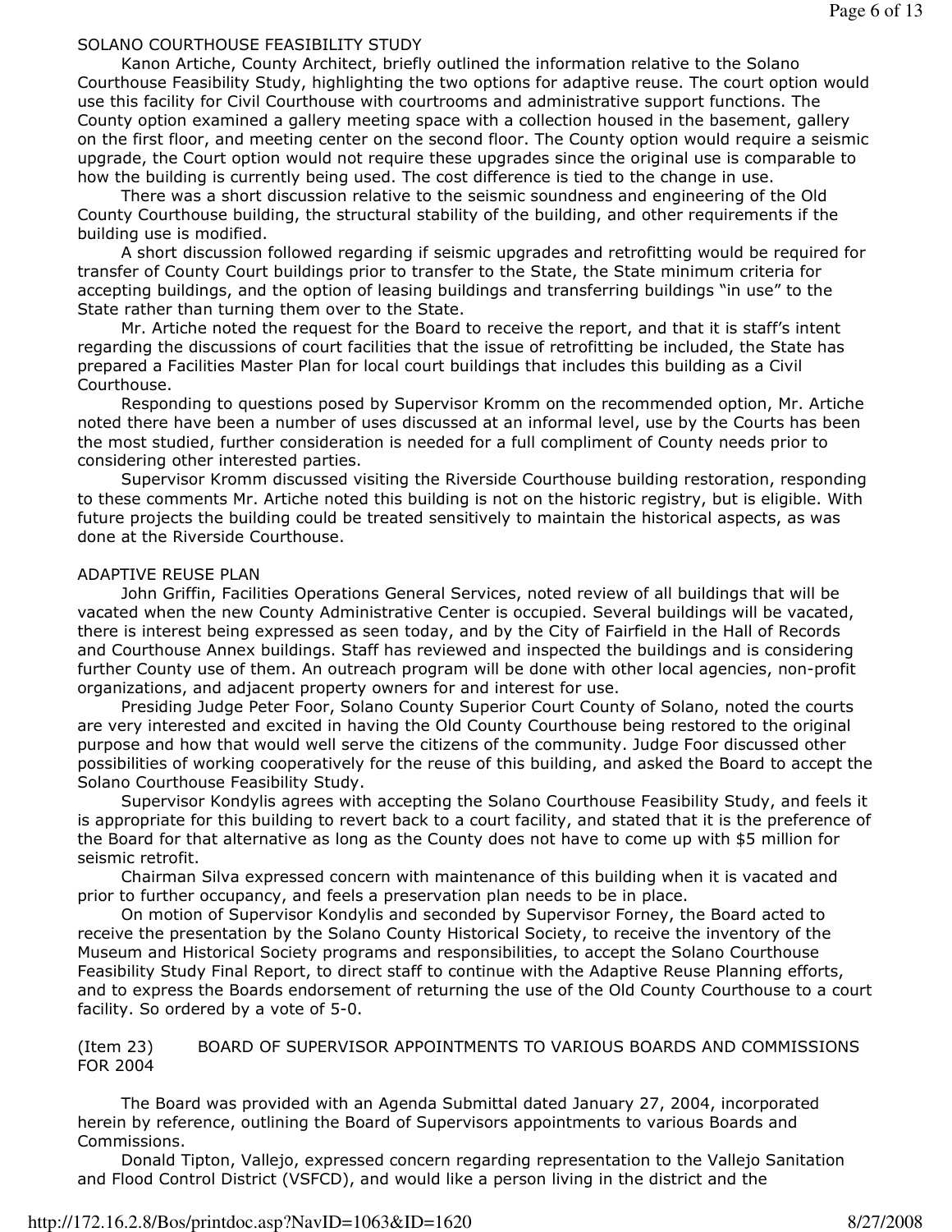SOLANO COURTHOUSE FEASIBILITY STUDY

Kanon Artiche, County Architect, briefly outlined the information relative to the Solano Courthouse Feasibility Study, highlighting the two options for adaptive reuse. The court option would use this facility for Civil Courthouse with courtrooms and administrative support functions. The County option examined a gallery meeting space with a collection housed in the basement, gallery on the first floor, and meeting center on the second floor. The County option would require a seismic upgrade, the Court option would not require these upgrades since the original use is comparable to how the building is currently being used. The cost difference is tied to the change in use.

There was a short discussion relative to the seismic soundness and engineering of the Old County Courthouse building, the structural stability of the building, and other requirements if the building use is modified.

A short discussion followed regarding if seismic upgrades and retrofitting would be required for transfer of County Court buildings prior to transfer to the State, the State minimum criteria for accepting buildings, and the option of leasing buildings and transferring buildings "in use" to the State rather than turning them over to the State.

Mr. Artiche noted the request for the Board to receive the report, and that it is staff's intent regarding the discussions of court facilities that the issue of retrofitting be included, the State has prepared a Facilities Master Plan for local court buildings that includes this building as a Civil Courthouse.

Responding to questions posed by Supervisor Kromm on the recommended option, Mr. Artiche noted there have been a number of uses discussed at an informal level, use by the Courts has been the most studied, further consideration is needed for a full compliment of County needs prior to considering other interested parties.

Supervisor Kromm discussed visiting the Riverside Courthouse building restoration, responding to these comments Mr. Artiche noted this building is not on the historic registry, but is eligible. With future projects the building could be treated sensitively to maintain the historical aspects, as was done at the Riverside Courthouse.

ADAPTIVE REUSE PLAN

John Griffin, Facilities Operations General Services, noted review of all buildings that will be vacated when the new County Administrative Center is occupied. Several buildings will be vacated, there is interest being expressed as seen today, and by the City of Fairfield in the Hall of Records and Courthouse Annex buildings. Staff has reviewed and inspected the buildings and is considering further County use of them. An outreach program will be done with other local agencies, non-profit organizations, and adjacent property owners for and interest for use.

Presiding Judge Peter Foor, Solano County Superior Court County of Solano, noted the courts are very interested and excited in having the Old County Courthouse being restored to the original purpose and how that would well serve the citizens of the community. Judge Foor discussed other possibilities of working cooperatively for the reuse of this building, and asked the Board to accept the Solano Courthouse Feasibility Study.

Supervisor Kondylis agrees with accepting the Solano Courthouse Feasibility Study, and feels it is appropriate for this building to revert back to a court facility, and stated that it is the preference of the Board for that alternative as long as the County does not have to come up with $5 million for seismic retrofit.

Chairman Silva expressed concern with maintenance of this building when it is vacated and prior to further occupancy, and feels a preservation plan needs to be in place.

On motion of Supervisor Kondylis and seconded by Supervisor Forney, the Board acted to receive the presentation by the Solano County Historical Society, to receive the inventory of the Museum and Historical Society programs and responsibilities, to accept the Solano Courthouse Feasibility Study Final Report, to direct staff to continue with the Adaptive Reuse Planning efforts, and to express the Boards endorsement of returning the use of the Old County Courthouse to a court facility. So ordered by a vote of 5-0.

(Item 23) BOARD OF SUPERVISOR APPOINTMENTS TO VARIOUS BOARDS AND COMMISSIONS FOR 2004

The Board was provided with an Agenda Submittal dated January 27, 2004, incorporated herein by reference, outlining the Board of Supervisors appointments to various Boards and Commissions.

Donald Tipton, Vallejo, expressed concern regarding representation to the Vallejo Sanitation and Flood Control District (VSFCD), and would like a person living in the district and the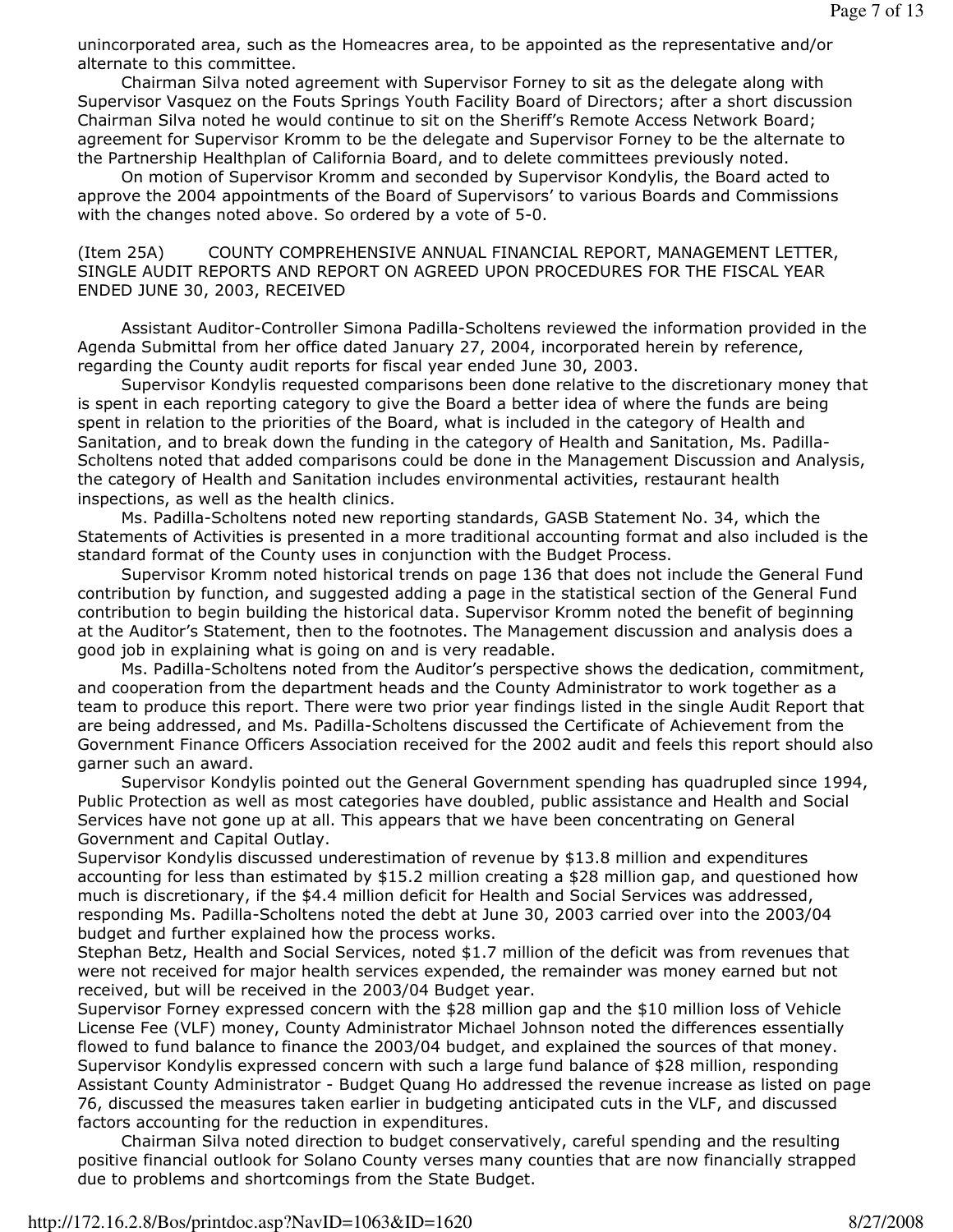unincorporated area, such as the Homeacres area, to be appointed as the representative and/or alternate to this committee.

Chairman Silva noted agreement with Supervisor Forney to sit as the delegate along with Supervisor Vasquez on the Fouts Springs Youth Facility Board of Directors; after a short discussion Chairman Silva noted he would continue to sit on the Sheriff's Remote Access Network Board; agreement for Supervisor Kromm to be the delegate and Supervisor Forney to be the alternate to the Partnership Healthplan of California Board, and to delete committees previously noted.

On motion of Supervisor Kromm and seconded by Supervisor Kondylis, the Board acted to approve the 2004 appointments of the Board of Supervisors' to various Boards and Commissions with the changes noted above. So ordered by a vote of 5-0.

(Item 25A) COUNTY COMPREHENSIVE ANNUAL FINANCIAL REPORT, MANAGEMENT LETTER, SINGLE AUDIT REPORTS AND REPORT ON AGREED UPON PROCEDURES FOR THE FISCAL YEAR ENDED JUNE 30, 2003, RECEIVED

Assistant Auditor-Controller Simona Padilla-Scholtens reviewed the information provided in the Agenda Submittal from her office dated January 27, 2004, incorporated herein by reference, regarding the County audit reports for fiscal year ended June 30, 2003.

Supervisor Kondylis requested comparisons been done relative to the discretionary money that is spent in each reporting category to give the Board a better idea of where the funds are being spent in relation to the priorities of the Board, what is included in the category of Health and Sanitation, and to break down the funding in the category of Health and Sanitation, Ms. Padilla-Scholtens noted that added comparisons could be done in the Management Discussion and Analysis, the category of Health and Sanitation includes environmental activities, restaurant health inspections, as well as the health clinics.

Ms. Padilla-Scholtens noted new reporting standards, GASB Statement No. 34, which the Statements of Activities is presented in a more traditional accounting format and also included is the standard format of the County uses in conjunction with the Budget Process.

Supervisor Kromm noted historical trends on page 136 that does not include the General Fund contribution by function, and suggested adding a page in the statistical section of the General Fund contribution to begin building the historical data. Supervisor Kromm noted the benefit of beginning at the Auditor's Statement, then to the footnotes. The Management discussion and analysis does a good job in explaining what is going on and is very readable.

Ms. Padilla-Scholtens noted from the Auditor's perspective shows the dedication, commitment, and cooperation from the department heads and the County Administrator to work together as a team to produce this report. There were two prior year findings listed in the single Audit Report that are being addressed, and Ms. Padilla-Scholtens discussed the Certificate of Achievement from the Government Finance Officers Association received for the 2002 audit and feels this report should also garner such an award.

Supervisor Kondylis pointed out the General Government spending has quadrupled since 1994, Public Protection as well as most categories have doubled, public assistance and Health and Social Services have not gone up at all. This appears that we have been concentrating on General Government and Capital Outlay.

Supervisor Kondylis discussed underestimation of revenue by $13.8 million and expenditures accounting for less than estimated by $15.2 million creating a $28 million gap, and questioned how much is discretionary, if the $4.4 million deficit for Health and Social Services was addressed, responding Ms. Padilla-Scholtens noted the debt at June 30, 2003 carried over into the 2003/04 budget and further explained how the process works.

Stephan Betz, Health and Social Services, noted $1.7 million of the deficit was from revenues that were not received for major health services expended, the remainder was money earned but not received, but will be received in the 2003/04 Budget year.

Supervisor Forney expressed concern with the $28 million gap and the $10 million loss of Vehicle License Fee (VLF) money, County Administrator Michael Johnson noted the differences essentially flowed to fund balance to finance the 2003/04 budget, and explained the sources of that money.

Supervisor Kondylis expressed concern with such a large fund balance of $28 million, responding Assistant County Administrator - Budget Quang Ho addressed the revenue increase as listed on page 76, discussed the measures taken earlier in budgeting anticipated cuts in the VLF, and discussed factors accounting for the reduction in expenditures.

Chairman Silva noted direction to budget conservatively, careful spending and the resulting positive financial outlook for Solano County verses many counties that are now financially strapped due to problems and shortcomings from the State Budget.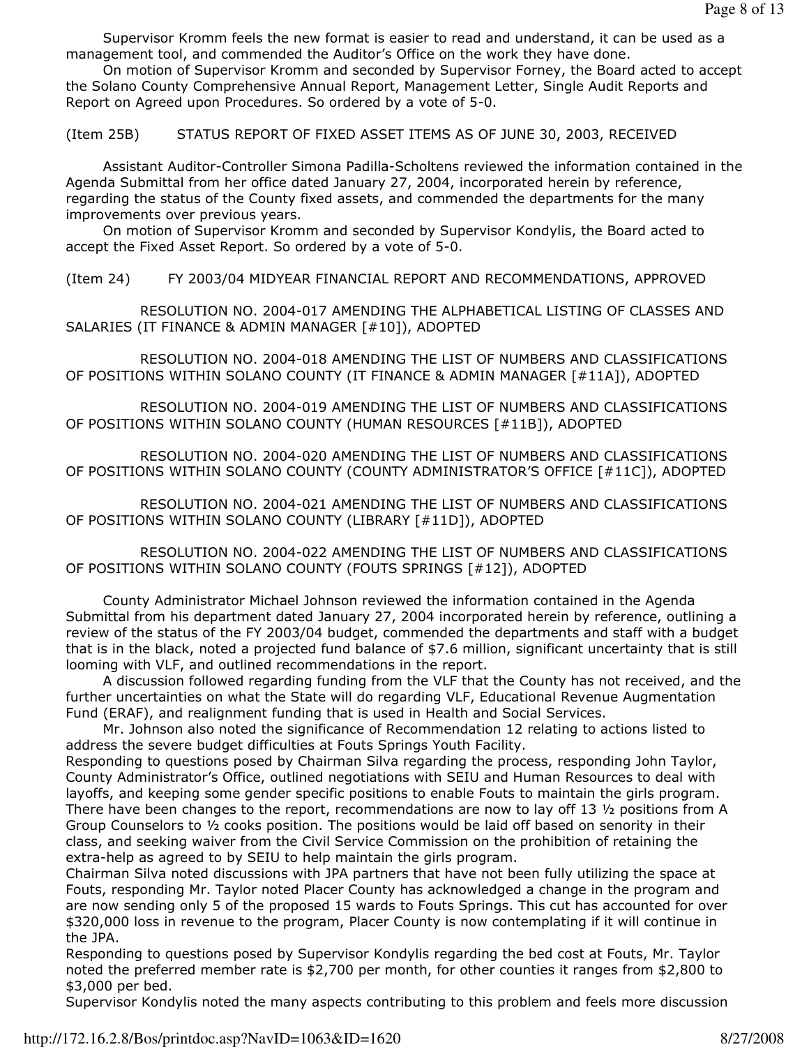Supervisor Kromm feels the new format is easier to read and understand, it can be used as a management tool, and commended the Auditor's Office on the work they have done.

On motion of Supervisor Kromm and seconded by Supervisor Forney, the Board acted to accept the Solano County Comprehensive Annual Report, Management Letter, Single Audit Reports and Report on Agreed upon Procedures. So ordered by a vote of 5-0.

(Item 25B) STATUS REPORT OF FIXED ASSET ITEMS AS OF JUNE 30, 2003, RECEIVED

Assistant Auditor-Controller Simona Padilla-Scholtens reviewed the information contained in the Agenda Submittal from her office dated January 27, 2004, incorporated herein by reference, regarding the status of the County fixed assets, and commended the departments for the many improvements over previous years.

On motion of Supervisor Kromm and seconded by Supervisor Kondylis, the Board acted to accept the Fixed Asset Report. So ordered by a vote of 5-0.

(Item 24) FY 2003/04 MIDYEAR FINANCIAL REPORT AND RECOMMENDATIONS, APPROVED

RESOLUTION NO. 2004-017 AMENDING THE ALPHABETICAL LISTING OF CLASSES AND SALARIES (IT FINANCE & ADMIN MANAGER [#10]), ADOPTED

RESOLUTION NO. 2004-018 AMENDING THE LIST OF NUMBERS AND CLASSIFICATIONS OF POSITIONS WITHIN SOLANO COUNTY (IT FINANCE & ADMIN MANAGER [#11A]), ADOPTED

RESOLUTION NO. 2004-019 AMENDING THE LIST OF NUMBERS AND CLASSIFICATIONS OF POSITIONS WITHIN SOLANO COUNTY (HUMAN RESOURCES [#11B]), ADOPTED

RESOLUTION NO. 2004-020 AMENDING THE LIST OF NUMBERS AND CLASSIFICATIONS OF POSITIONS WITHIN SOLANO COUNTY (COUNTY ADMINISTRATOR'S OFFICE [#11C]), ADOPTED

RESOLUTION NO. 2004-021 AMENDING THE LIST OF NUMBERS AND CLASSIFICATIONS OF POSITIONS WITHIN SOLANO COUNTY (LIBRARY [#11D]), ADOPTED

RESOLUTION NO. 2004-022 AMENDING THE LIST OF NUMBERS AND CLASSIFICATIONS OF POSITIONS WITHIN SOLANO COUNTY (FOUTS SPRINGS [#12]), ADOPTED

County Administrator Michael Johnson reviewed the information contained in the Agenda Submittal from his department dated January 27, 2004 incorporated herein by reference, outlining a review of the status of the FY 2003/04 budget, commended the departments and staff with a budget that is in the black, noted a projected fund balance of $7.6 million, significant uncertainty that is still looming with VLF, and outlined recommendations in the report.

A discussion followed regarding funding from the VLF that the County has not received, and the further uncertainties on what the State will do regarding VLF, Educational Revenue Augmentation Fund (ERAF), and realignment funding that is used in Health and Social Services.

Mr. Johnson also noted the significance of Recommendation 12 relating to actions listed to address the severe budget difficulties at Fouts Springs Youth Facility.

Responding to questions posed by Chairman Silva regarding the process, responding John Taylor, County Administrator's Office, outlined negotiations with SEIU and Human Resources to deal with layoffs, and keeping some gender specific positions to enable Fouts to maintain the girls program. There have been changes to the report, recommendations are now to lay off 13 ½ positions from A Group Counselors to ½ cooks position. The positions would be laid off based on seniority in their class, and seeking waiver from the Civil Service Commission on the prohibition of retaining the extra-help as agreed to by SEIU to help maintain the girls program.

Chairman Silva noted discussions with JPA partners that have not been fully utilizing the space at Fouts, responding Mr. Taylor noted Placer County has acknowledged a change in the program and are now sending only 5 of the proposed 15 wards to Fouts Springs. This cut has accounted for over $320,000 loss in revenue to the program, Placer County is now contemplating if it will continue in the JPA.

Responding to questions posed by Supervisor Kondylis regarding the bed cost at Fouts, Mr. Taylor noted the preferred member rate is $2,700 per month, for other counties it ranges from $2,800 to $3,000 per bed.

Supervisor Kondylis noted the many aspects contributing to this problem and feels more discussion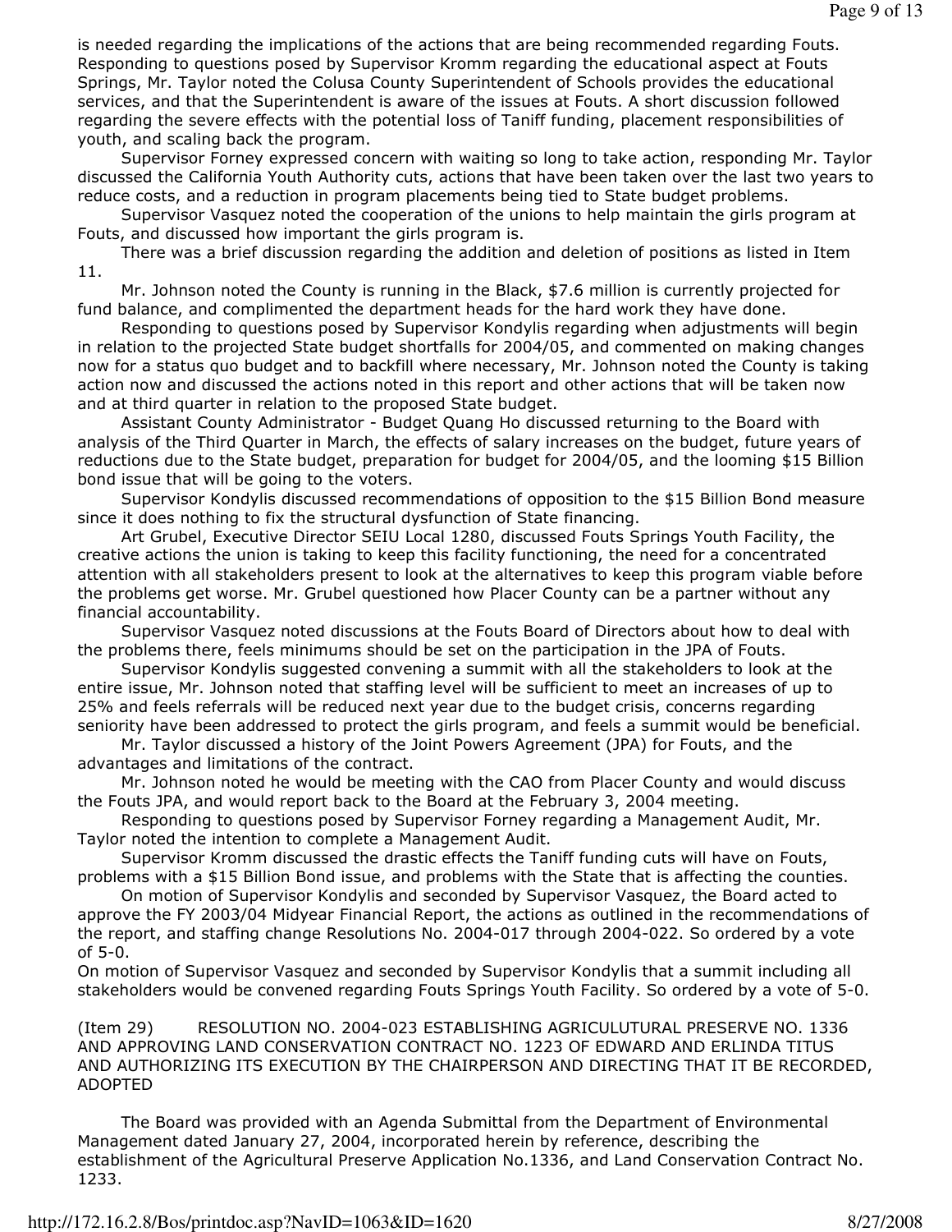is needed regarding the implications of the actions that are being recommended regarding Fouts. Responding to questions posed by Supervisor Kromm regarding the educational aspect at Fouts Springs, Mr. Taylor noted the Colusa County Superintendent of Schools provides the educational services, and that the Superintendent is aware of the issues at Fouts. A short discussion followed regarding the severe effects with the potential loss of Taniff funding, placement responsibilities of youth, and scaling back the program.

Supervisor Forney expressed concern with waiting so long to take action, responding Mr. Taylor discussed the California Youth Authority cuts, actions that have been taken over the last two years to reduce costs, and a reduction in program placements being tied to State budget problems.

Supervisor Vasquez noted the cooperation of the unions to help maintain the girls program at Fouts, and discussed how important the girls program is.

There was a brief discussion regarding the addition and deletion of positions as listed in Item 11.

Mr. Johnson noted the County is running in the Black, $7.6 million is currently projected for fund balance, and complimented the department heads for the hard work they have done.

Responding to questions posed by Supervisor Kondylis regarding when adjustments will begin in relation to the projected State budget shortfalls for 2004/05, and commented on making changes now for a status quo budget and to backfill where necessary, Mr. Johnson noted the County is taking action now and discussed the actions noted in this report and other actions that will be taken now and at third quarter in relation to the proposed State budget.

Assistant County Administrator - Budget Quang Ho discussed returning to the Board with analysis of the Third Quarter in March, the effects of salary increases on the budget, future years of reductions due to the State budget, preparation for budget for 2004/05, and the looming $15 Billion bond issue that will be going to the voters.

Supervisor Kondylis discussed recommendations of opposition to the $15 Billion Bond measure since it does nothing to fix the structural dysfunction of State financing.

Art Grubel, Executive Director SEIU Local 1280, discussed Fouts Springs Youth Facility, the creative actions the union is taking to keep this facility functioning, the need for a concentrated attention with all stakeholders present to look at the alternatives to keep this program viable before the problems get worse. Mr. Grubel questioned how Placer County can be a partner without any financial accountability.

Supervisor Vasquez noted discussions at the Fouts Board of Directors about how to deal with the problems there, feels minimums should be set on the participation in the JPA of Fouts.

Supervisor Kondylis suggested convening a summit with all the stakeholders to look at the entire issue, Mr. Johnson noted that staffing level will be sufficient to meet an increases of up to 25% and feels referrals will be reduced next year due to the budget crisis, concerns regarding seniority have been addressed to protect the girls program, and feels a summit would be beneficial.

Mr. Taylor discussed a history of the Joint Powers Agreement (JPA) for Fouts, and the advantages and limitations of the contract.

Mr. Johnson noted he would be meeting with the CAO from Placer County and would discuss the Fouts JPA, and would report back to the Board at the February 3, 2004 meeting.

Responding to questions posed by Supervisor Forney regarding a Management Audit, Mr. Taylor noted the intention to complete a Management Audit.

Supervisor Kromm discussed the drastic effects the Taniff funding cuts will have on Fouts, problems with a $15 Billion Bond issue, and problems with the State that is affecting the counties.

On motion of Supervisor Kondylis and seconded by Supervisor Vasquez, the Board acted to approve the FY 2003/04 Midyear Financial Report, the actions as outlined in the recommendations of the report, and staffing change Resolutions No. 2004-017 through 2004-022. So ordered by a vote of 5-0.

On motion of Supervisor Vasquez and seconded by Supervisor Kondylis that a summit including all stakeholders would be convened regarding Fouts Springs Youth Facility. So ordered by a vote of 5-0.

(Item 29) RESOLUTION NO. 2004-023 ESTABLISHING AGRICULUTURAL PRESERVE NO. 1336 AND APPROVING LAND CONSERVATION CONTRACT NO. 1223 OF EDWARD AND ERLINDA TITUS AND AUTHORIZING ITS EXECUTION BY THE CHAIRPERSON AND DIRECTING THAT IT BE RECORDED, ADOPTED

The Board was provided with an Agenda Submittal from the Department of Environmental Management dated January 27, 2004, incorporated herein by reference, describing the establishment of the Agricultural Preserve Application No.1336, and Land Conservation Contract No. 1233.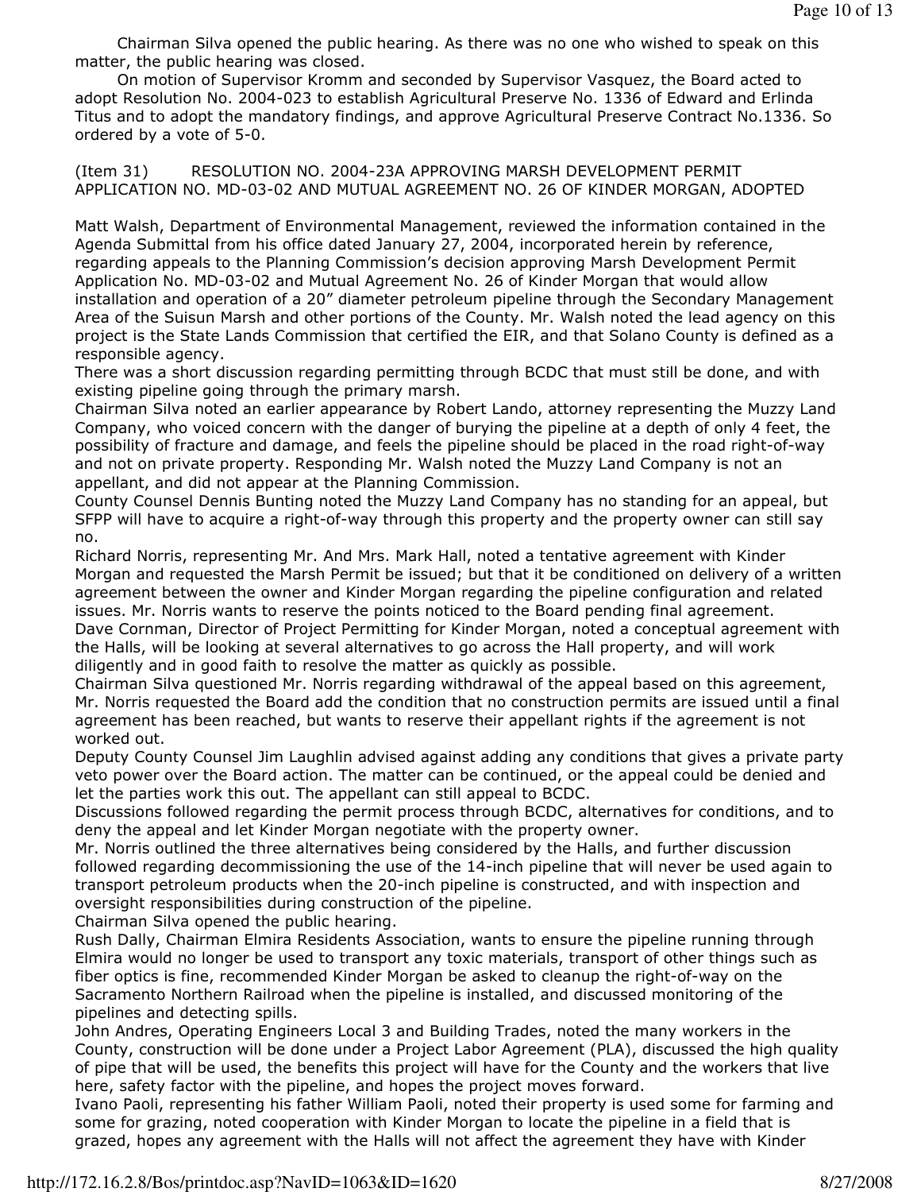Chairman Silva opened the public hearing. As there was no one who wished to speak on this matter, the public hearing was closed.

On motion of Supervisor Kromm and seconded by Supervisor Vasquez, the Board acted to adopt Resolution No. 2004-023 to establish Agricultural Preserve No. 1336 of Edward and Erlinda Titus and to adopt the mandatory findings, and approve Agricultural Preserve Contract No.1336. So ordered by a vote of 5-0.

(Item 31) RESOLUTION NO. 2004-23A APPROVING MARSH DEVELOPMENT PERMIT APPLICATION NO. MD-03-02 AND MUTUAL AGREEMENT NO. 26 OF KINDER MORGAN, ADOPTED

Matt Walsh, Department of Environmental Management, reviewed the information contained in the Agenda Submittal from his office dated January 27, 2004, incorporated herein by reference, regarding appeals to the Planning Commission's decision approving Marsh Development Permit Application No. MD-03-02 and Mutual Agreement No. 26 of Kinder Morgan that would allow installation and operation of a 20" diameter petroleum pipeline through the Secondary Management Area of the Suisun Marsh and other portions of the County. Mr. Walsh noted the lead agency on this project is the State Lands Commission that certified the EIR, and that Solano County is defined as a responsible agency.

There was a short discussion regarding permitting through BCDC that must still be done, and with existing pipeline going through the primary marsh.

Chairman Silva noted an earlier appearance by Robert Lando, attorney representing the Muzzy Land Company, who voiced concern with the danger of burying the pipeline at a depth of only 4 feet, the possibility of fracture and damage, and feels the pipeline should be placed in the road right-of-way and not on private property. Responding Mr. Walsh noted the Muzzy Land Company is not an appellant, and did not appear at the Planning Commission.

County Counsel Dennis Bunting noted the Muzzy Land Company has no standing for an appeal, but SFPP will have to acquire a right-of-way through this property and the property owner can still say no.

Richard Norris, representing Mr. And Mrs. Mark Hall, noted a tentative agreement with Kinder Morgan and requested the Marsh Permit be issued; but that it be conditioned on delivery of a written agreement between the owner and Kinder Morgan regarding the pipeline configuration and related issues. Mr. Norris wants to reserve the points noticed to the Board pending final agreement.

Dave Cornman, Director of Project Permitting for Kinder Morgan, noted a conceptual agreement with the Halls, will be looking at several alternatives to go across the Hall property, and will work diligently and in good faith to resolve the matter as quickly as possible.

Chairman Silva questioned Mr. Norris regarding withdrawal of the appeal based on this agreement, Mr. Norris requested the Board add the condition that no construction permits are issued until a final agreement has been reached, but wants to reserve their appellant rights if the agreement is not worked out.

Deputy County Counsel Jim Laughlin advised against adding any conditions that gives a private party veto power over the Board action. The matter can be continued, or the appeal could be denied and let the parties work this out. The appellant can still appeal to BCDC.

Discussions followed regarding the permit process through BCDC, alternatives for conditions, and to deny the appeal and let Kinder Morgan negotiate with the property owner.

Mr. Norris outlined the three alternatives being considered by the Halls, and further discussion followed regarding decommissioning the use of the 14-inch pipeline that will never be used again to transport petroleum products when the 20-inch pipeline is constructed, and with inspection and oversight responsibilities during construction of the pipeline.

Chairman Silva opened the public hearing.

Rush Dally, Chairman Elmira Residents Association, wants to ensure the pipeline running through Elmira would no longer be used to transport any toxic materials, transport of other things such as fiber optics is fine, recommended Kinder Morgan be asked to cleanup the right-of-way on the Sacramento Northern Railroad when the pipeline is installed, and discussed monitoring of the pipelines and detecting spills.

John Andres, Operating Engineers Local 3 and Building Trades, noted the many workers in the County, construction will be done under a Project Labor Agreement (PLA), discussed the high quality of pipe that will be used, the benefits this project will have for the County and the workers that live here, safety factor with the pipeline, and hopes the project moves forward.

Ivano Paoli, representing his father William Paoli, noted their property is used some for farming and some for grazing, noted cooperation with Kinder Morgan to locate the pipeline in a field that is grazed, hopes any agreement with the Halls will not affect the agreement they have with Kinder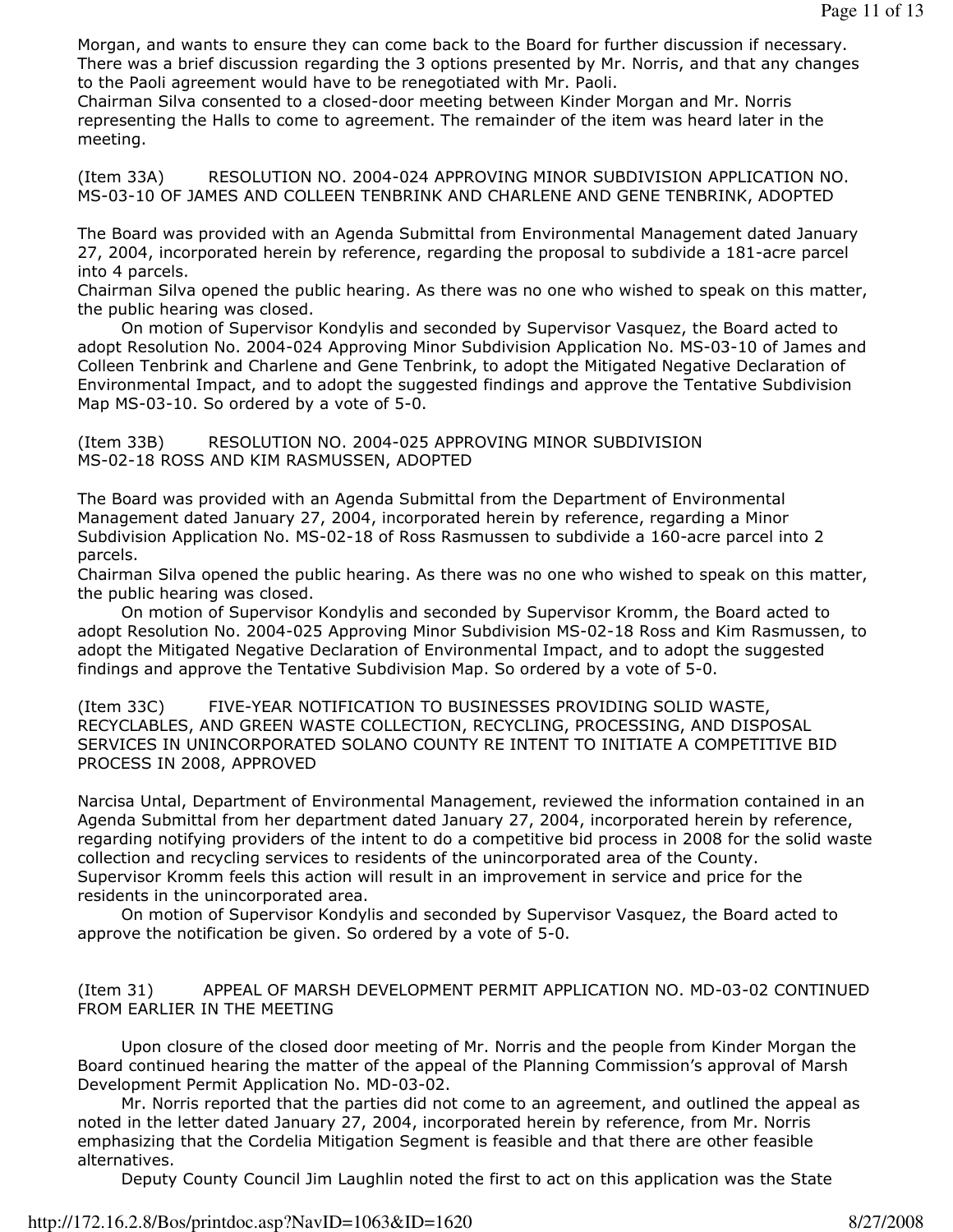Morgan, and wants to ensure they can come back to the Board for further discussion if necessary. There was a brief discussion regarding the 3 options presented by Mr. Norris, and that any changes to the Paoli agreement would have to be renegotiated with Mr. Paoli.
Chairman Silva consented to a closed-door meeting between Kinder Morgan and Mr. Norris representing the Halls to come to agreement. The remainder of the item was heard later in the meeting.

(Item 33A) RESOLUTION NO. 2004-024 APPROVING MINOR SUBDIVISION APPLICATION NO. MS-03-10 OF JAMES AND COLLEEN TENBRINK AND CHARLENE AND GENE TENBRINK, ADOPTED

The Board was provided with an Agenda Submittal from Environmental Management dated January 27, 2004, incorporated herein by reference, regarding the proposal to subdivide a 181-acre parcel into 4 parcels.
Chairman Silva opened the public hearing. As there was no one who wished to speak on this matter, the public hearing was closed.

On motion of Supervisor Kondylis and seconded by Supervisor Vasquez, the Board acted to adopt Resolution No. 2004-024 Approving Minor Subdivision Application No. MS-03-10 of James and Colleen Tenbrink and Charlene and Gene Tenbrink, to adopt the Mitigated Negative Declaration of Environmental Impact, and to adopt the suggested findings and approve the Tentative Subdivision Map MS-03-10. So ordered by a vote of 5-0.

(Item 33B) RESOLUTION NO. 2004-025 APPROVING MINOR SUBDIVISION MS-02-18 ROSS AND KIM RASMUSSEN, ADOPTED

The Board was provided with an Agenda Submittal from the Department of Environmental Management dated January 27, 2004, incorporated herein by reference, regarding a Minor Subdivision Application No. MS-02-18 of Ross Rasmussen to subdivide a 160-acre parcel into 2 parcels.
Chairman Silva opened the public hearing. As there was no one who wished to speak on this matter, the public hearing was closed.

On motion of Supervisor Kondylis and seconded by Supervisor Kromm, the Board acted to adopt Resolution No. 2004-025 Approving Minor Subdivision MS-02-18 Ross and Kim Rasmussen, to adopt the Mitigated Negative Declaration of Environmental Impact, and to adopt the suggested findings and approve the Tentative Subdivision Map. So ordered by a vote of 5-0.

(Item 33C) FIVE-YEAR NOTIFICATION TO BUSINESSES PROVIDING SOLID WASTE, RECYCLABLES, AND GREEN WASTE COLLECTION, RECYCLING, PROCESSING, AND DISPOSAL SERVICES IN UNINCORPORATED SOLANO COUNTY RE INTENT TO INITIATE A COMPETITIVE BID PROCESS IN 2008, APPROVED

Narcisa Untal, Department of Environmental Management, reviewed the information contained in an Agenda Submittal from her department dated January 27, 2004, incorporated herein by reference, regarding notifying providers of the intent to do a competitive bid process in 2008 for the solid waste collection and recycling services to residents of the unincorporated area of the County.
Supervisor Kromm feels this action will result in an improvement in service and price for the residents in the unincorporated area.

On motion of Supervisor Kondylis and seconded by Supervisor Vasquez, the Board acted to approve the notification be given. So ordered by a vote of 5-0.

(Item 31) APPEAL OF MARSH DEVELOPMENT PERMIT APPLICATION NO. MD-03-02 CONTINUED FROM EARLIER IN THE MEETING

Upon closure of the closed door meeting of Mr. Norris and the people from Kinder Morgan the Board continued hearing the matter of the appeal of the Planning Commission's approval of Marsh Development Permit Application No. MD-03-02.

Mr. Norris reported that the parties did not come to an agreement, and outlined the appeal as noted in the letter dated January 27, 2004, incorporated herein by reference, from Mr. Norris emphasizing that the Cordelia Mitigation Segment is feasible and that there are other feasible alternatives.

Deputy County Council Jim Laughlin noted the first to act on this application was the State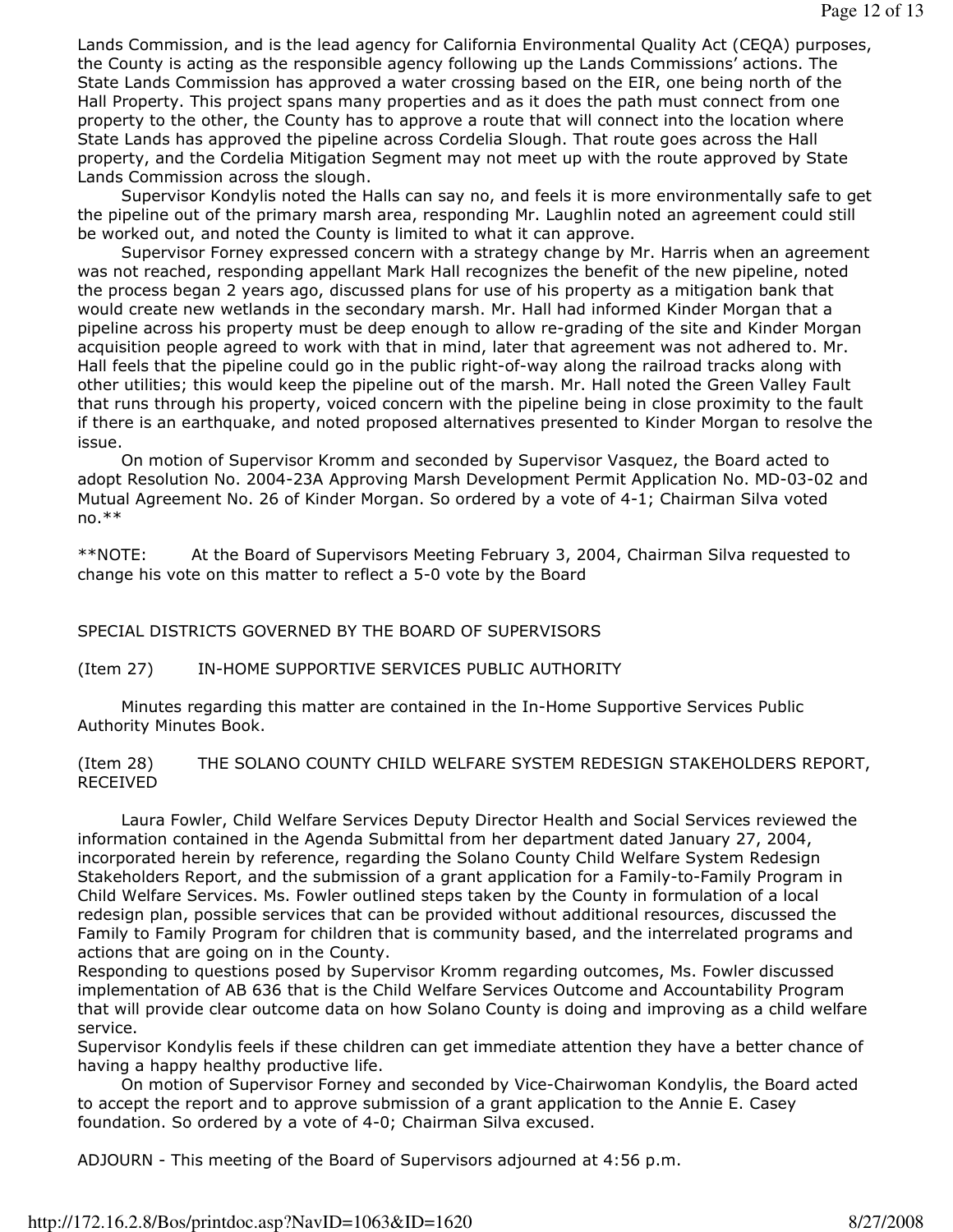Lands Commission, and is the lead agency for California Environmental Quality Act (CEQA) purposes, the County is acting as the responsible agency following up the Lands Commissions' actions. The State Lands Commission has approved a water crossing based on the EIR, one being north of the Hall Property. This project spans many properties and as it does the path must connect from one property to the other, the County has to approve a route that will connect into the location where State Lands has approved the pipeline across Cordelia Slough. That route goes across the Hall property, and the Cordelia Mitigation Segment may not meet up with the route approved by State Lands Commission across the slough.

Supervisor Kondylis noted the Halls can say no, and feels it is more environmentally safe to get the pipeline out of the primary marsh area, responding Mr. Laughlin noted an agreement could still be worked out, and noted the County is limited to what it can approve.

Supervisor Forney expressed concern with a strategy change by Mr. Harris when an agreement was not reached, responding appellant Mark Hall recognizes the benefit of the new pipeline, noted the process began 2 years ago, discussed plans for use of his property as a mitigation bank that would create new wetlands in the secondary marsh. Mr. Hall had informed Kinder Morgan that a pipeline across his property must be deep enough to allow re-grading of the site and Kinder Morgan acquisition people agreed to work with that in mind, later that agreement was not adhered to. Mr. Hall feels that the pipeline could go in the public right-of-way along the railroad tracks along with other utilities; this would keep the pipeline out of the marsh. Mr. Hall noted the Green Valley Fault that runs through his property, voiced concern with the pipeline being in close proximity to the fault if there is an earthquake, and noted proposed alternatives presented to Kinder Morgan to resolve the issue.

On motion of Supervisor Kromm and seconded by Supervisor Vasquez, the Board acted to adopt Resolution No. 2004-23A Approving Marsh Development Permit Application No. MD-03-02 and Mutual Agreement No. 26 of Kinder Morgan. So ordered by a vote of 4-1; Chairman Silva voted no.**

**NOTE: At the Board of Supervisors Meeting February 3, 2004, Chairman Silva requested to change his vote on this matter to reflect a 5-0 vote by the Board

SPECIAL DISTRICTS GOVERNED BY THE BOARD OF SUPERVISORS

(Item 27) IN-HOME SUPPORTIVE SERVICES PUBLIC AUTHORITY

Minutes regarding this matter are contained in the In-Home Supportive Services Public Authority Minutes Book.

(Item 28) THE SOLANO COUNTY CHILD WELFARE SYSTEM REDESIGN STAKEHOLDERS REPORT, RECEIVED

Laura Fowler, Child Welfare Services Deputy Director Health and Social Services reviewed the information contained in the Agenda Submittal from her department dated January 27, 2004, incorporated herein by reference, regarding the Solano County Child Welfare System Redesign Stakeholders Report, and the submission of a grant application for a Family-to-Family Program in Child Welfare Services. Ms. Fowler outlined steps taken by the County in formulation of a local redesign plan, possible services that can be provided without additional resources, discussed the Family to Family Program for children that is community based, and the interrelated programs and actions that are going on in the County.

Responding to questions posed by Supervisor Kromm regarding outcomes, Ms. Fowler discussed implementation of AB 636 that is the Child Welfare Services Outcome and Accountability Program that will provide clear outcome data on how Solano County is doing and improving as a child welfare service.

Supervisor Kondylis feels if these children can get immediate attention they have a better chance of having a happy healthy productive life.

On motion of Supervisor Forney and seconded by Vice-Chairwoman Kondylis, the Board acted to accept the report and to approve submission of a grant application to the Annie E. Casey foundation. So ordered by a vote of 4-0; Chairman Silva excused.

ADJOURN - This meeting of the Board of Supervisors adjourned at 4:56 p.m.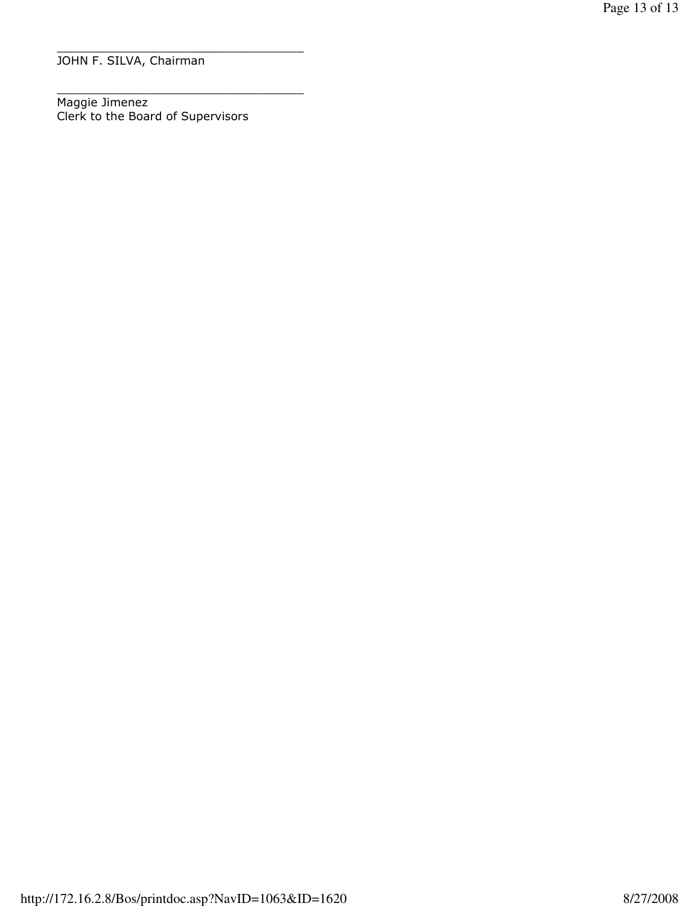\_\_\_\_\_\_\_\_\_\_\_\_\_\_\_\_\_\_\_\_\_\_\_\_\_\_\_\_\_\_\_\_\_\_

JOHN F. SILVA, Chairman

\_\_\_\_\_\_\_\_\_\_\_\_\_\_\_\_\_\_\_\_\_\_\_\_\_\_\_\_\_\_\_\_\_\_

Maggie Jimenez
Clerk to the Board of Supervisors